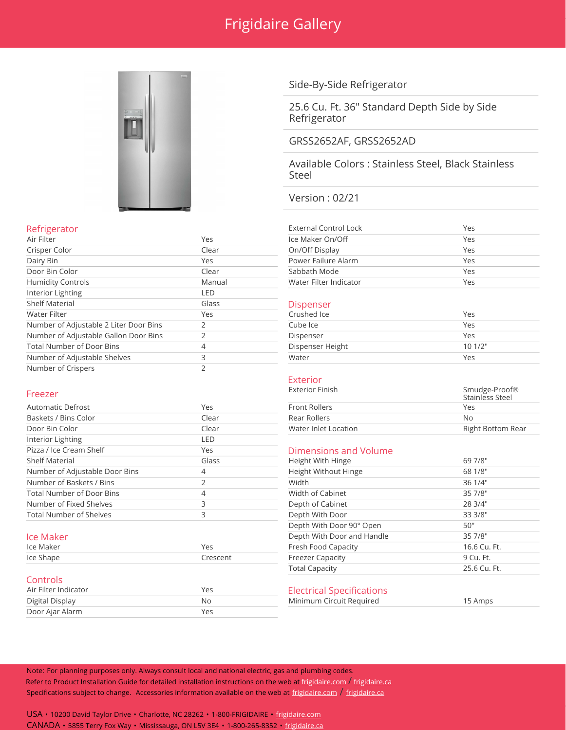# Frigidaire Gallery

Side-By-Side Refrigerator

25.6 Cu. Ft. 36" Standard Depth Side by Side Refrigerator

GRSS2652AF, GRSS2652AD

Available Colors : Stainless Steel, Black Stainless Steel

Version : 02/21

## Refrigerator

| | |
|---|---|
| Air Filter | Yes |
| Crisper Color | Clear |
| Dairy Bin | Yes |
| Door Bin Color | Clear |
| Humidity Controls | Manual |
| Interior Lighting | LED |
| Shelf Material | Glass |
| Water Filter | Yes |
| Number of Adjustable 2 Liter Door Bins | 2 |
| Number of Adjustable Gallon Door Bins | 2 |
| Total Number of Door Bins | 4 |
| Number of Adjustable Shelves | 3 |
| Number of Crispers | 2 |

## Freezer

| | |
|---|---|
| Automatic Defrost | Yes |
| Baskets / Bins Color | Clear |
| Door Bin Color | Clear |
| Interior Lighting | LED |
| Pizza / Ice Cream Shelf | Yes |
| Shelf Material | Glass |
| Number of Adjustable Door Bins | 4 |
| Number of Baskets / Bins | 2 |
| Total Number of Door Bins | 4 |
| Number of Fixed Shelves | 3 |
| Total Number of Shelves | 3 |

## Ice Maker

| | |
|---|---|
| Ice Maker | Yes |
| Ice Shape | Crescent |

## Controls

| | |
|---|---|
| Air Filter Indicator | Yes |
| Digital Display | No |
| Door Ajar Alarm | Yes |
| External Control Lock | Yes |
| Ice Maker On/Off | Yes |
| On/Off Display | Yes |
| Power Failure Alarm | Yes |
| Sabbath Mode | Yes |
| Water Filter Indicator | Yes |

## Dispenser

| | |
|---|---|
| Crushed Ice | Yes |
| Cube Ice | Yes |
| Dispenser | Yes |
| Dispenser Height | 10 1/2" |
| Water | Yes |

## Exterior

| | |
|---|---|
| Exterior Finish | Smudge-Proof® Stainless Steel |
| Front Rollers | Yes |
| Rear Rollers | No |
| Water Inlet Location | Right Bottom Rear |

## Dimensions and Volume

| | |
|---|---|
| Height With Hinge | 69 7/8" |
| Height Without Hinge | 68 1/8" |
| Width | 36 1/4" |
| Width of Cabinet | 35 7/8" |
| Depth of Cabinet | 28 3/4" |
| Depth With Door | 33 3/8" |
| Depth With Door 90° Open | 50" |
| Depth With Door and Handle | 35 7/8" |
| Fresh Food Capacity | 16.6 Cu. Ft. |
| Freezer Capacity | 9 Cu. Ft. |
| Total Capacity | 25.6 Cu. Ft. |

## Electrical Specifications

| | |
|---|---|
| Minimum Circuit Required | 15 Amps |

Note: For planning purposes only. Always consult local and national electric, gas and plumbing codes.
Refer to Product Installation Guide for detailed installation instructions on the web at frigidaire.com / frigidaire.ca
Specifications subject to change. Accessories information available on the web at frigidaire.com / frigidaire.ca

USA • 10200 David Taylor Drive • Charlotte, NC 28262 • 1-800-FRIGIDAIRE • frigidaire.com
CANADA • 5855 Terry Fox Way • Mississauga, ON L5V 3E4 • 1-800-265-8352 • frigidaire.ca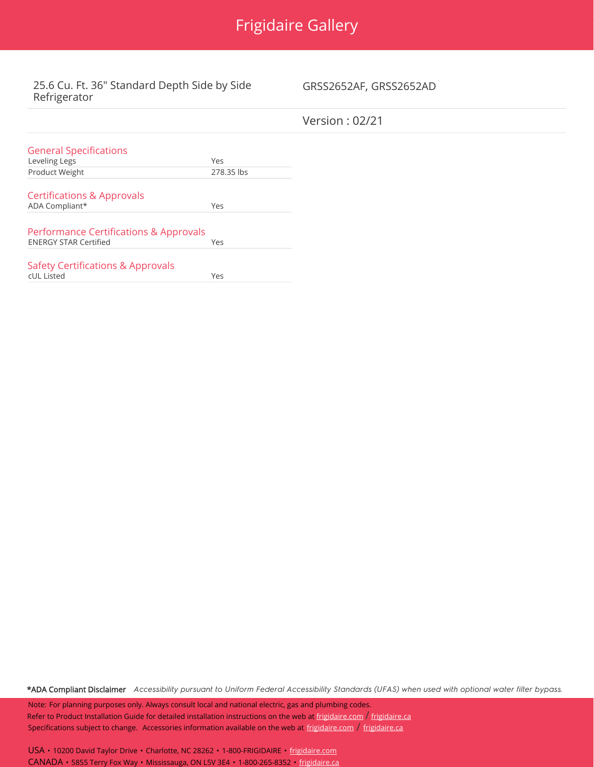# Frigidaire Gallery

25.6 Cu. Ft. 36" Standard Depth Side by Side Refrigerator

GRSS2652AF, GRSS2652AD

Version : 02/21

## General Specifications

| | |
|---|---|
| Leveling Legs | Yes |
| Product Weight | 278.35 lbs |

## Certifications & Approvals

| | |
|---|---|
| ADA Compliant* | Yes |

## Performance Certifications & Approvals

| | |
|---|---|
| ENERGY STAR Certified | Yes |

## Safety Certifications & Approvals

| | |
|---|---|
| cUL Listed | Yes |

**\*ADA Compliant Disclaimer** *Accessibility pursuant to Uniform Federal Accessibility Standards (UFAS) when used with optional water filter bypass.*

Note: For planning purposes only. Always consult local and national electric, gas and plumbing codes.
Refer to Product Installation Guide for detailed installation instructions on the web at frigidaire.com / frigidaire.ca
Specifications subject to change. Accessories information available on the web at frigidaire.com / frigidaire.ca

USA • 10200 David Taylor Drive • Charlotte, NC 28262 • 1-800-FRIGIDAIRE • frigidaire.com
CANADA • 5855 Terry Fox Way • Mississauga, ON L5V 3E4 • 1-800-265-8352 • frigidaire.ca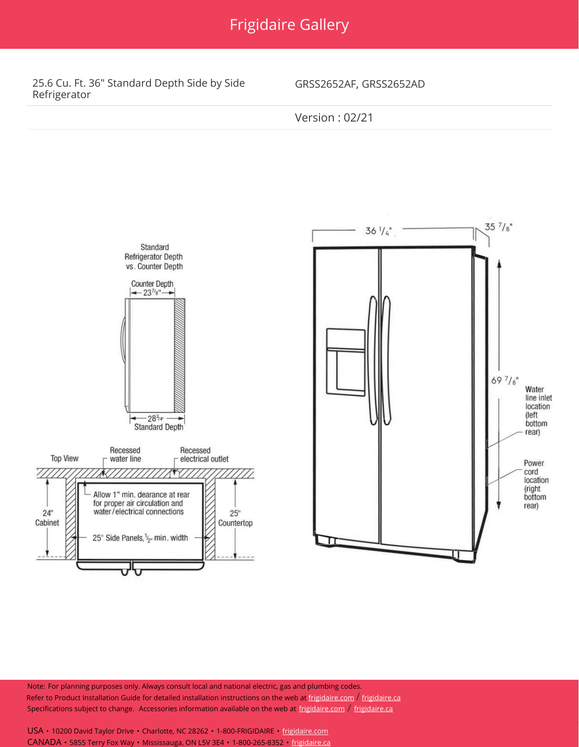# Frigidaire Gallery

25.6 Cu. Ft. 36" Standard Depth Side by Side Refrigerator

GRSS2652AF, GRSS2652AD

Version : 02/21

Standard Refrigerator Depth vs. Counter Depth

Counter Depth 23 7/8"

28 3/4" Standard Depth

Top View

Recessed water line

Recessed electrical outlet

Allow 1" min. clearance at rear for proper air circulation and water/electrical connections

24" Cabinet

25" Countertop

25" Side Panels, 1/2" min. width

36 1/4"

35 7/8"

69 7/8"

Water line inlet location (left bottom rear)

Power cord location (right bottom rear)

Note: For planning purposes only. Always consult local and national electric, gas and plumbing codes.
Refer to Product Installation Guide for detailed installation instructions on the web at frigidaire.com / frigidaire.ca
Specifications subject to change. Accessories information available on the web at frigidaire.com / frigidaire.ca

USA • 10200 David Taylor Drive • Charlotte, NC 28262 • 1-800-FRIGIDAIRE • frigidaire.com
CANADA • 5855 Terry Fox Way • Mississauga, ON L5V 3E4 • 1-800-265-8352 • frigidaire.ca